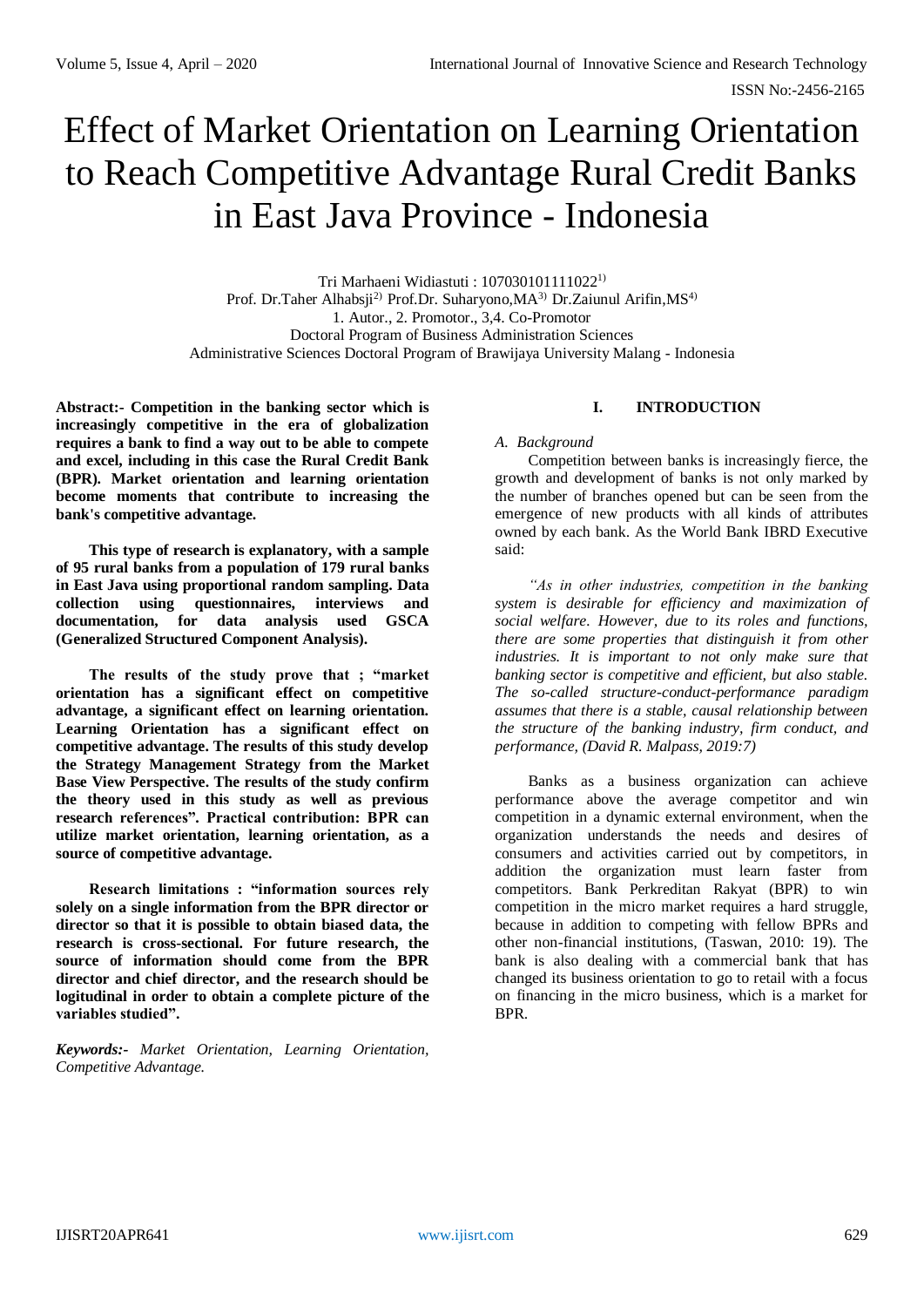# Effect of Market Orientation on Learning Orientation to Reach Competitive Advantage Rural Credit Banks in East Java Province - Indonesia

Tri Marhaeni Widiastuti : 107030101111022[1]
Prof. Dr.Taher Alhabsji[2] Prof.Dr. Suharyono,MA[3] Dr.Zaiunul Arifin,MS[4]
1. Autor., 2. Promotor., 3,4. Co-Promotor
Doctoral Program of Business Administration Sciences
Administrative Sciences Doctoral Program of Brawijaya University Malang - Indonesia

**Abstract:- Competition in the banking sector which is increasingly competitive in the era of globalization requires a bank to find a way out to be able to compete and excel, including in this case the Rural Credit Bank (BPR). Market orientation and learning orientation become moments that contribute to increasing the bank's competitive advantage.**

**This type of research is explanatory, with a sample of 95 rural banks from a population of 179 rural banks in East Java using proportional random sampling. Data collection using questionnaires, interviews and documentation, for data analysis used GSCA (Generalized Structured Component Analysis).**

**The results of the study prove that ; "market orientation has a significant effect on competitive advantage, a significant effect on learning orientation. Learning Orientation has a significant effect on competitive advantage. The results of this study develop the Strategy Management Strategy from the Market Base View Perspective. The results of the study confirm the theory used in this study as well as previous research references". Practical contribution: BPR can utilize market orientation, learning orientation, as a source of competitive advantage.**

**Research limitations : "information sources rely solely on a single information from the BPR director or director so that it is possible to obtain biased data, the research is cross-sectional. For future research, the source of information should come from the BPR director and chief director, and the research should be logitudinal in order to obtain a complete picture of the variables studied".**

***Keywords:-** Market Orientation, Learning Orientation, Competitive Advantage.*

## I. INTRODUCTION

### *A. Background*

Competition between banks is increasingly fierce, the growth and development of banks is not only marked by the number of branches opened but can be seen from the emergence of new products with all kinds of attributes owned by each bank. As the World Bank IBRD Executive said:

*"As in other industries, competition in the banking system is desirable for efficiency and maximization of social welfare. However, due to its roles and functions, there are some properties that distinguish it from other industries. It is important to not only make sure that banking sector is competitive and efficient, but also stable. The so-called structure-conduct-performance paradigm assumes that there is a stable, causal relationship between the structure of the banking industry, firm conduct, and performance, (David R. Malpass, 2019:7)*

Banks as a business organization can achieve performance above the average competitor and win competition in a dynamic external environment, when the organization understands the needs and desires of consumers and activities carried out by competitors, in addition the organization must learn faster from competitors. Bank Perkreditan Rakyat (BPR) to win competition in the micro market requires a hard struggle, because in addition to competing with fellow BPRs and other non-financial institutions, (Taswan, 2010: 19). The bank is also dealing with a commercial bank that has changed its business orientation to go to retail with a focus on financing in the micro business, which is a market for BPR.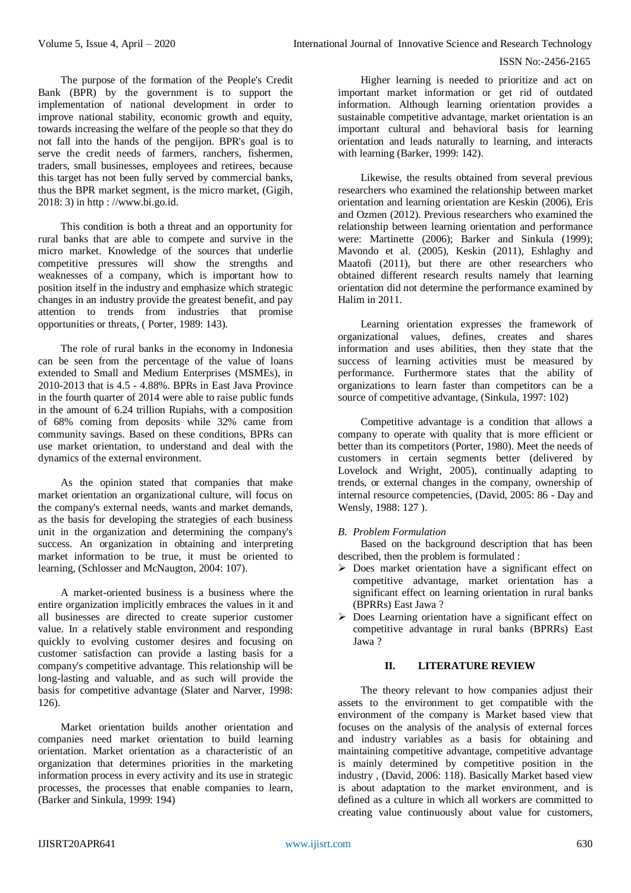The purpose of the formation of the People's Credit Bank (BPR) by the government is to support the implementation of national development in order to improve national stability, economic growth and equity, towards increasing the welfare of the people so that they do not fall into the hands of the pengijon. BPR's goal is to serve the credit needs of farmers, ranchers, fishermen, traders, small businesses, employees and retirees, because this target has not been fully served by commercial banks, thus the BPR market segment, is the micro market, (Gigih, 2018: 3) in http : //www.bi.go.id.

This condition is both a threat and an opportunity for rural banks that are able to compete and survive in the micro market. Knowledge of the sources that underlie competitive pressures will show the strengths and weaknesses of a company, which is important how to position itself in the industry and emphasize which strategic changes in an industry provide the greatest benefit, and pay attention to trends from industries that promise opportunities or threats, ( Porter, 1989: 143).

The role of rural banks in the economy in Indonesia can be seen from the percentage of the value of loans extended to Small and Medium Enterprises (MSMEs), in 2010-2013 that is 4.5 - 4.88%. BPRs in East Java Province in the fourth quarter of 2014 were able to raise public funds in the amount of 6.24 trillion Rupiahs, with a composition of 68% coming from deposits while 32% came from community savings. Based on these conditions, BPRs can use market orientation, to understand and deal with the dynamics of the external environment.

As the opinion stated that companies that make market orientation an organizational culture, will focus on the company's external needs, wants and market demands, as the basis for developing the strategies of each business unit in the organization and determining the company's success. An organization in obtaining and interpreting market information to be true, it must be oriented to learning, (Schlosser and McNaugton, 2004: 107).

A market-oriented business is a business where the entire organization implicitly embraces the values in it and all businesses are directed to create superior customer value. In a relatively stable environment and responding quickly to evolving customer desires and focusing on customer satisfaction can provide a lasting basis for a company's competitive advantage. This relationship will be long-lasting and valuable, and as such will provide the basis for competitive advantage (Slater and Narver, 1998: 126).

Market orientation builds another orientation and companies need market orientation to build learning orientation. Market orientation as a characteristic of an organization that determines priorities in the marketing information process in every activity and its use in strategic processes, the processes that enable companies to learn, (Barker and Sinkula, 1999: 194)

Higher learning is needed to prioritize and act on important market information or get rid of outdated information. Although learning orientation provides a sustainable competitive advantage, market orientation is an important cultural and behavioral basis for learning orientation and leads naturally to learning, and interacts with learning (Barker, 1999: 142).

Likewise, the results obtained from several previous researchers who examined the relationship between market orientation and learning orientation are Keskin (2006), Eris and Ozmen (2012). Previous researchers who examined the relationship between learning orientation and performance were: Martinette (2006); Barker and Sinkula (1999); Mavondo et al. (2005), Keskin (2011), Eshlaghy and Maatofi (2011), but there are other researchers who obtained different research results namely that learning orientation did not determine the performance examined by Halim in 2011.

Learning orientation expresses the framework of organizational values, defines, creates and shares information and uses abilities, then they state that the success of learning activities must be measured by performance. Furthermore states that the ability of organizations to learn faster than competitors can be a source of competitive advantage, (Sinkula, 1997: 102)

Competitive advantage is a condition that allows a company to operate with quality that is more efficient or better than its competitors (Porter, 1980). Meet the needs of customers in certain segments better (delivered by Lovelock and Wright, 2005), continually adapting to trends, or external changes in the company, ownership of internal resource competencies, (David, 2005: 86 - Day and Wensly, 1988: 127 ).

### *B. Problem Formulation*

Based on the background description that has been described, then the problem is formulated :

- Does market orientation have a significant effect on competitive advantage, market orientation has a significant effect on learning orientation in rural banks (BPRRs) East Jawa ?
- Does Learning orientation have a significant effect on competitive advantage in rural banks (BPRRs) East Jawa ?

## II. LITERATURE REVIEW

The theory relevant to how companies adjust their assets to the environment to get compatible with the environment of the company is Market based view that focuses on the analysis of the analysis of external forces and industry variables as a basis for obtaining and maintaining competitive advantage, competitive advantage is mainly determined by competitive position in the industry , (David, 2006: 118). Basically Market based view is about adaptation to the market environment, and is defined as a culture in which all workers are committed to creating value continuously about value for customers,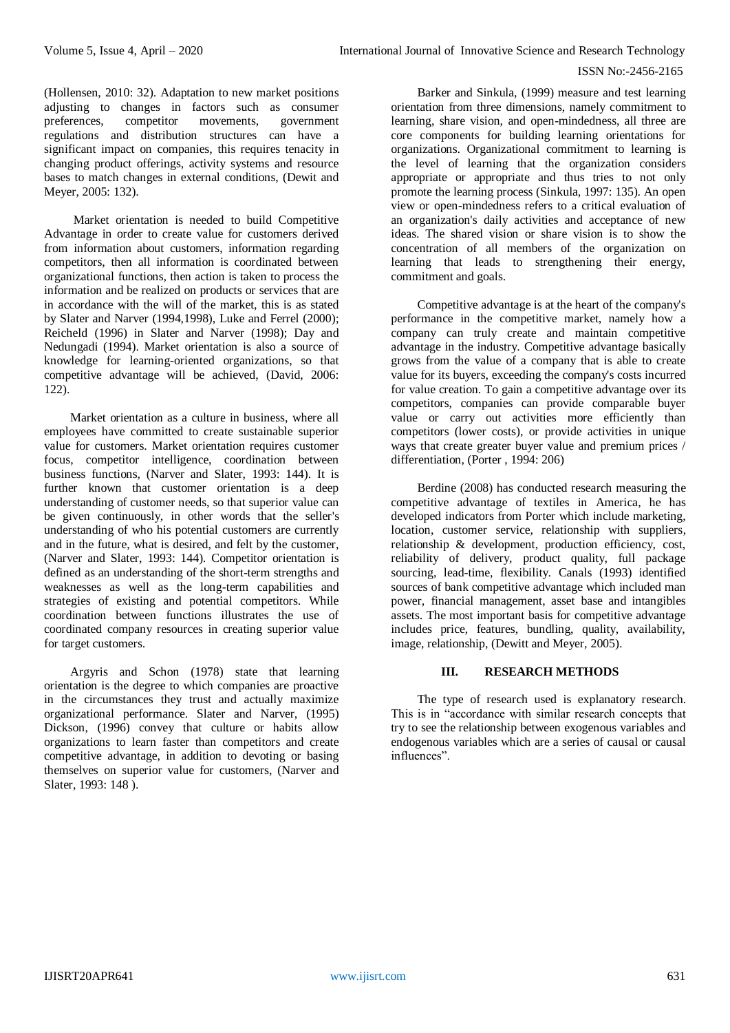(Hollensen, 2010: 32). Adaptation to new market positions adjusting to changes in factors such as consumer preferences, competitor movements, government regulations and distribution structures can have a significant impact on companies, this requires tenacity in changing product offerings, activity systems and resource bases to match changes in external conditions, (Dewit and Meyer, 2005: 132).

Market orientation is needed to build Competitive Advantage in order to create value for customers derived from information about customers, information regarding competitors, then all information is coordinated between organizational functions, then action is taken to process the information and be realized on products or services that are in accordance with the will of the market, this is as stated by Slater and Narver (1994,1998), Luke and Ferrel (2000); Reicheld (1996) in Slater and Narver (1998); Day and Nedungadi (1994). Market orientation is also a source of knowledge for learning-oriented organizations, so that competitive advantage will be achieved, (David, 2006: 122).

Market orientation as a culture in business, where all employees have committed to create sustainable superior value for customers. Market orientation requires customer focus, competitor intelligence, coordination between business functions, (Narver and Slater, 1993: 144). It is further known that customer orientation is a deep understanding of customer needs, so that superior value can be given continuously, in other words that the seller's understanding of who his potential customers are currently and in the future, what is desired, and felt by the customer, (Narver and Slater, 1993: 144). Competitor orientation is defined as an understanding of the short-term strengths and weaknesses as well as the long-term capabilities and strategies of existing and potential competitors. While coordination between functions illustrates the use of coordinated company resources in creating superior value for target customers.

Argyris and Schon (1978) state that learning orientation is the degree to which companies are proactive in the circumstances they trust and actually maximize organizational performance. Slater and Narver, (1995) Dickson, (1996) convey that culture or habits allow organizations to learn faster than competitors and create competitive advantage, in addition to devoting or basing themselves on superior value for customers, (Narver and Slater, 1993: 148 ).

Barker and Sinkula, (1999) measure and test learning orientation from three dimensions, namely commitment to learning, share vision, and open-mindedness, all three are core components for building learning orientations for organizations. Organizational commitment to learning is the level of learning that the organization considers appropriate or appropriate and thus tries to not only promote the learning process (Sinkula, 1997: 135). An open view or open-mindedness refers to a critical evaluation of an organization's daily activities and acceptance of new ideas. The shared vision or share vision is to show the concentration of all members of the organization on learning that leads to strengthening their energy, commitment and goals.

Competitive advantage is at the heart of the company's performance in the competitive market, namely how a company can truly create and maintain competitive advantage in the industry. Competitive advantage basically grows from the value of a company that is able to create value for its buyers, exceeding the company's costs incurred for value creation. To gain a competitive advantage over its competitors, companies can provide comparable buyer value or carry out activities more efficiently than competitors (lower costs), or provide activities in unique ways that create greater buyer value and premium prices / differentiation, (Porter , 1994: 206)

Berdine (2008) has conducted research measuring the competitive advantage of textiles in America, he has developed indicators from Porter which include marketing, location, customer service, relationship with suppliers, relationship & development, production efficiency, cost, reliability of delivery, product quality, full package sourcing, lead-time, flexibility. Canals (1993) identified sources of bank competitive advantage which included man power, financial management, asset base and intangibles assets. The most important basis for competitive advantage includes price, features, bundling, quality, availability, image, relationship, (Dewitt and Meyer, 2005).

## III. RESEARCH METHODS

The type of research used is explanatory research. This is in "accordance with similar research concepts that try to see the relationship between exogenous variables and endogenous variables which are a series of causal or causal influences".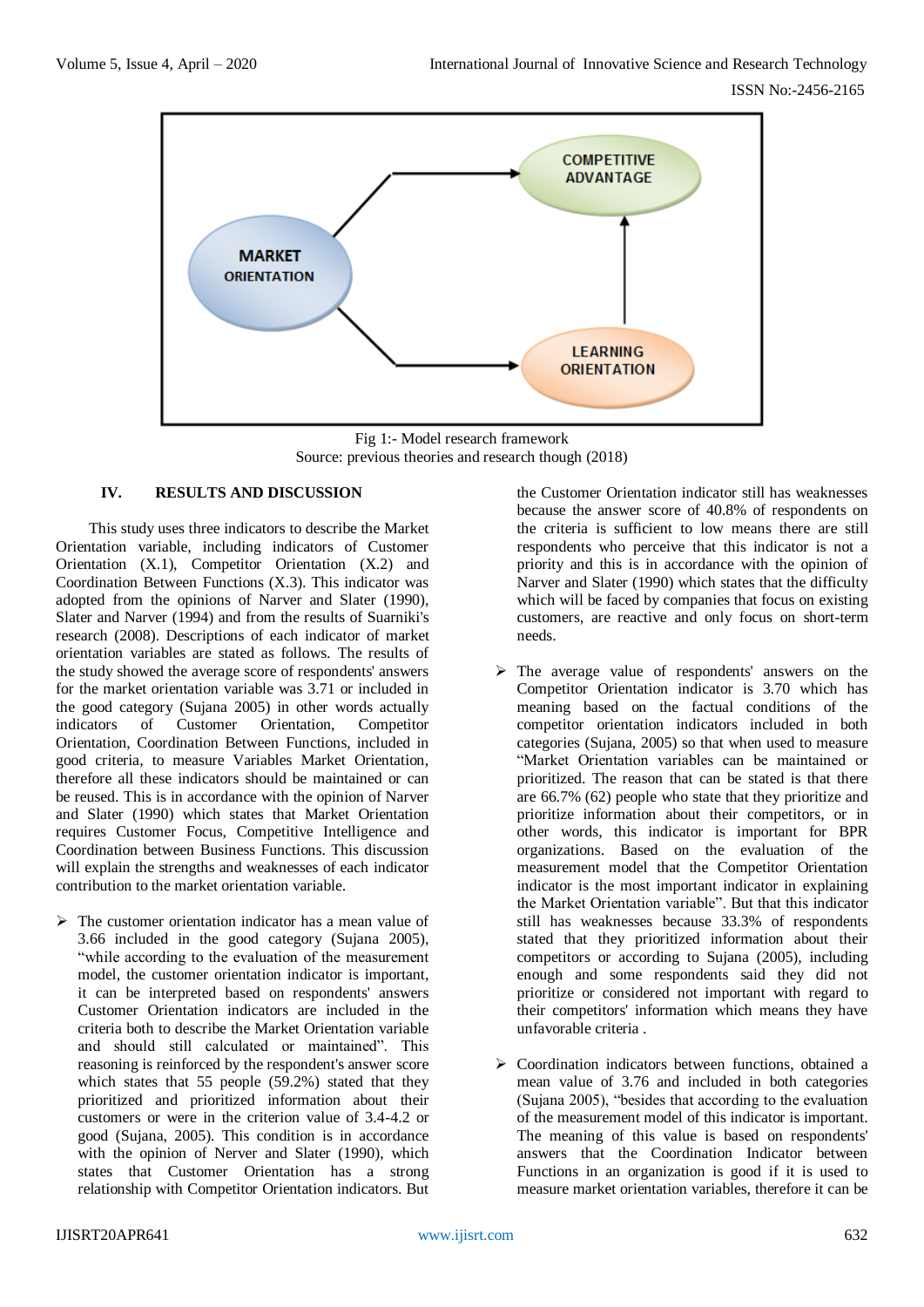Fig 1:- Model research framework
Source: previous theories and research though (2018)

## IV. RESULTS AND DISCUSSION

This study uses three indicators to describe the Market Orientation variable, including indicators of Customer Orientation (X.1), Competitor Orientation (X.2) and Coordination Between Functions (X.3). This indicator was adopted from the opinions of Narver and Slater (1990), Slater and Narver (1994) and from the results of Suarniki's research (2008). Descriptions of each indicator of market orientation variables are stated as follows. The results of the study showed the average score of respondents' answers for the market orientation variable was 3.71 or included in the good category (Sujana 2005) in other words actually indicators of Customer Orientation, Competitor Orientation, Coordination Between Functions, included in good criteria, to measure Variables Market Orientation, therefore all these indicators should be maintained or can be reused. This is in accordance with the opinion of Narver and Slater (1990) which states that Market Orientation requires Customer Focus, Competitive Intelligence and Coordination between Business Functions. This discussion will explain the strengths and weaknesses of each indicator contribution to the market orientation variable.

- The customer orientation indicator has a mean value of 3.66 included in the good category (Sujana 2005), "while according to the evaluation of the measurement model, the customer orientation indicator is important, it can be interpreted based on respondents' answers Customer Orientation indicators are included in the criteria both to describe the Market Orientation variable and should still calculated or maintained". This reasoning is reinforced by the respondent's answer score which states that 55 people (59.2%) stated that they prioritized and prioritized information about their customers or were in the criterion value of 3.4-4.2 or good (Sujana, 2005). This condition is in accordance with the opinion of Nerver and Slater (1990), which states that Customer Orientation has a strong relationship with Competitor Orientation indicators. But the Customer Orientation indicator still has weaknesses because the answer score of 40.8% of respondents on the criteria is sufficient to low means there are still respondents who perceive that this indicator is not a priority and this is in accordance with the opinion of Narver and Slater (1990) which states that the difficulty which will be faced by companies that focus on existing customers, are reactive and only focus on short-term needs.

- The average value of respondents' answers on the Competitor Orientation indicator is 3.70 which has meaning based on the factual conditions of the competitor orientation indicators included in both categories (Sujana, 2005) so that when used to measure "Market Orientation variables can be maintained or prioritized. The reason that can be stated is that there are 66.7% (62) people who state that they prioritize and prioritize information about their competitors, or in other words, this indicator is important for BPR organizations. Based on the evaluation of the measurement model that the Competitor Orientation indicator is the most important indicator in explaining the Market Orientation variable". But that this indicator still has weaknesses because 33.3% of respondents stated that they prioritized information about their competitors or according to Sujana (2005), including enough and some respondents said they did not prioritize or considered not important with regard to their competitors' information which means they have unfavorable criteria .

- Coordination indicators between functions, obtained a mean value of 3.76 and included in both categories (Sujana 2005), "besides that according to the evaluation of the measurement model of this indicator is important. The meaning of this value is based on respondents' answers that the Coordination Indicator between Functions in an organization is good if it is used to measure market orientation variables, therefore it can be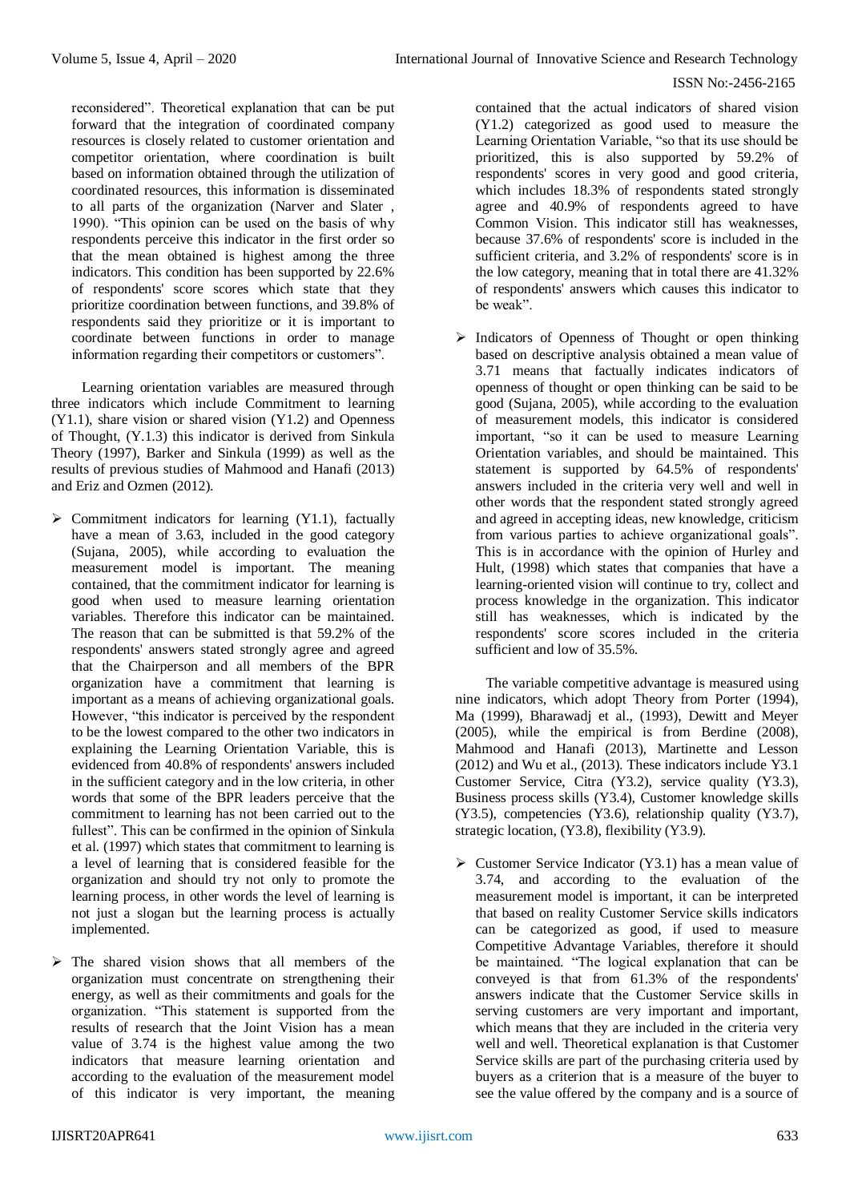reconsidered". Theoretical explanation that can be put forward that the integration of coordinated company resources is closely related to customer orientation and competitor orientation, where coordination is built based on information obtained through the utilization of coordinated resources, this information is disseminated to all parts of the organization (Narver and Slater , 1990). "This opinion can be used on the basis of why respondents perceive this indicator in the first order so that the mean obtained is highest among the three indicators. This condition has been supported by 22.6% of respondents' score scores which state that they prioritize coordination between functions, and 39.8% of respondents said they prioritize or it is important to coordinate between functions in order to manage information regarding their competitors or customers".

Learning orientation variables are measured through three indicators which include Commitment to learning (Y1.1), share vision or shared vision (Y1.2) and Openness of Thought, (Y.1.3) this indicator is derived from Sinkula Theory (1997), Barker and Sinkula (1999) as well as the results of previous studies of Mahmood and Hanafi (2013) and Eriz and Ozmen (2012).

- Commitment indicators for learning (Y1.1), factually have a mean of 3.63, included in the good category (Sujana, 2005), while according to evaluation the measurement model is important. The meaning contained, that the commitment indicator for learning is good when used to measure learning orientation variables. Therefore this indicator can be maintained. The reason that can be submitted is that 59.2% of the respondents' answers stated strongly agree and agreed that the Chairperson and all members of the BPR organization have a commitment that learning is important as a means of achieving organizational goals. However, "this indicator is perceived by the respondent to be the lowest compared to the other two indicators in explaining the Learning Orientation Variable, this is evidenced from 40.8% of respondents' answers included in the sufficient category and in the low criteria, in other words that some of the BPR leaders perceive that the commitment to learning has not been carried out to the fullest". This can be confirmed in the opinion of Sinkula et al. (1997) which states that commitment to learning is a level of learning that is considered feasible for the organization and should try not only to promote the learning process, in other words the level of learning is not just a slogan but the learning process is actually implemented.
- The shared vision shows that all members of the organization must concentrate on strengthening their energy, as well as their commitments and goals for the organization. "This statement is supported from the results of research that the Joint Vision has a mean value of 3.74 is the highest value among the two indicators that measure learning orientation and according to the evaluation of the measurement model of this indicator is very important, the meaning contained that the actual indicators of shared vision (Y1.2) categorized as good used to measure the Learning Orientation Variable, "so that its use should be prioritized, this is also supported by 59.2% of respondents' scores in very good and good criteria, which includes 18.3% of respondents stated strongly agree and 40.9% of respondents agreed to have Common Vision. This indicator still has weaknesses, because 37.6% of respondents' score is included in the sufficient criteria, and 3.2% of respondents' score is in the low category, meaning that in total there are 41.32% of respondents' answers which causes this indicator to be weak".
- Indicators of Openness of Thought or open thinking based on descriptive analysis obtained a mean value of 3.71 means that factually indicates indicators of openness of thought or open thinking can be said to be good (Sujana, 2005), while according to the evaluation of measurement models, this indicator is considered important, "so it can be used to measure Learning Orientation variables, and should be maintained. This statement is supported by 64.5% of respondents' answers included in the criteria very well and well in other words that the respondent stated strongly agreed and agreed in accepting ideas, new knowledge, criticism from various parties to achieve organizational goals". This is in accordance with the opinion of Hurley and Hult, (1998) which states that companies that have a learning-oriented vision will continue to try, collect and process knowledge in the organization. This indicator still has weaknesses, which is indicated by the respondents' score scores included in the criteria sufficient and low of 35.5%.

The variable competitive advantage is measured using nine indicators, which adopt Theory from Porter (1994), Ma (1999), Bharawadj et al., (1993), Dewitt and Meyer (2005), while the empirical is from Berdine (2008), Mahmood and Hanafi (2013), Martinette and Lesson (2012) and Wu et al., (2013). These indicators include Y3.1 Customer Service, Citra (Y3.2), service quality (Y3.3), Business process skills (Y3.4), Customer knowledge skills (Y3.5), competencies (Y3.6), relationship quality (Y3.7), strategic location, (Y3.8), flexibility (Y3.9).

- Customer Service Indicator (Y3.1) has a mean value of 3.74, and according to the evaluation of the measurement model is important, it can be interpreted that based on reality Customer Service skills indicators can be categorized as good, if used to measure Competitive Advantage Variables, therefore it should be maintained. "The logical explanation that can be conveyed is that from 61.3% of the respondents' answers indicate that the Customer Service skills in serving customers are very important and important, which means that they are included in the criteria very well and well. Theoretical explanation is that Customer Service skills are part of the purchasing criteria used by buyers as a criterion that is a measure of the buyer to see the value offered by the company and is a source of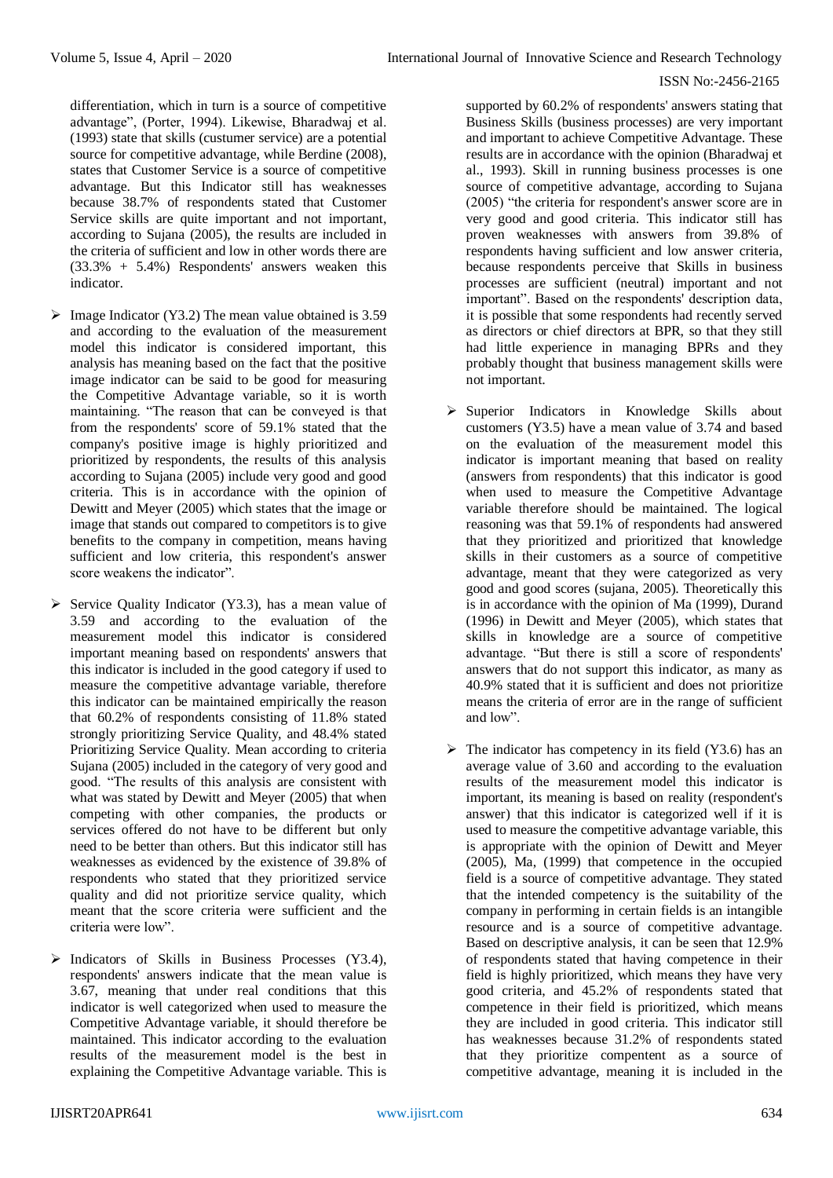differentiation, which in turn is a source of competitive advantage", (Porter, 1994). Likewise, Bharadwaj et al. (1993) state that skills (custumer service) are a potential source for competitive advantage, while Berdine (2008), states that Customer Service is a source of competitive advantage. But this Indicator still has weaknesses because 38.7% of respondents stated that Customer Service skills are quite important and not important, according to Sujana (2005), the results are included in the criteria of sufficient and low in other words there are (33.3% + 5.4%) Respondents' answers weaken this indicator.

- Image Indicator (Y3.2) The mean value obtained is 3.59 and according to the evaluation of the measurement model this indicator is considered important, this analysis has meaning based on the fact that the positive image indicator can be said to be good for measuring the Competitive Advantage variable, so it is worth maintaining. "The reason that can be conveyed is that from the respondents' score of 59.1% stated that the company's positive image is highly prioritized and prioritized by respondents, the results of this analysis according to Sujana (2005) include very good and good criteria. This is in accordance with the opinion of Dewitt and Meyer (2005) which states that the image or image that stands out compared to competitors is to give benefits to the company in competition, means having sufficient and low criteria, this respondent's answer score weakens the indicator".

- Service Quality Indicator (Y3.3), has a mean value of 3.59 and according to the evaluation of the measurement model this indicator is considered important meaning based on respondents' answers that this indicator is included in the good category if used to measure the competitive advantage variable, therefore this indicator can be maintained empirically the reason that 60.2% of respondents consisting of 11.8% stated strongly prioritizing Service Quality, and 48.4% stated Prioritizing Service Quality. Mean according to criteria Sujana (2005) included in the category of very good and good. "The results of this analysis are consistent with what was stated by Dewitt and Meyer (2005) that when competing with other companies, the products or services offered do not have to be different but only need to be better than others. But this indicator still has weaknesses as evidenced by the existence of 39.8% of respondents who stated that they prioritized service quality and did not prioritize service quality, which meant that the score criteria were sufficient and the criteria were low".

- Indicators of Skills in Business Processes (Y3.4), respondents' answers indicate that the mean value is 3.67, meaning that under real conditions that this indicator is well categorized when used to measure the Competitive Advantage variable, it should therefore be maintained. This indicator according to the evaluation results of the measurement model is the best in explaining the Competitive Advantage variable. This is supported by 60.2% of respondents' answers stating that Business Skills (business processes) are very important and important to achieve Competitive Advantage. These results are in accordance with the opinion (Bharadwaj et al., 1993). Skill in running business processes is one source of competitive advantage, according to Sujana (2005) "the criteria for respondent's answer score are in very good and good criteria. This indicator still has proven weaknesses with answers from 39.8% of respondents having sufficient and low answer criteria, because respondents perceive that Skills in business processes are sufficient (neutral) important and not important". Based on the respondents' description data, it is possible that some respondents had recently served as directors or chief directors at BPR, so that they still had little experience in managing BPRs and they probably thought that business management skills were not important.

- Superior Indicators in Knowledge Skills about customers (Y3.5) have a mean value of 3.74 and based on the evaluation of the measurement model this indicator is important meaning that based on reality (answers from respondents) that this indicator is good when used to measure the Competitive Advantage variable therefore should be maintained. The logical reasoning was that 59.1% of respondents had answered that they prioritized and prioritized that knowledge skills in their customers as a source of competitive advantage, meant that they were categorized as very good and good scores (sujana, 2005). Theoretically this is in accordance with the opinion of Ma (1999), Durand (1996) in Dewitt and Meyer (2005), which states that skills in knowledge are a source of competitive advantage. "But there is still a score of respondents' answers that do not support this indicator, as many as 40.9% stated that it is sufficient and does not prioritize means the criteria of error are in the range of sufficient and low".

- The indicator has competency in its field (Y3.6) has an average value of 3.60 and according to the evaluation results of the measurement model this indicator is important, its meaning is based on reality (respondent's answer) that this indicator is categorized well if it is used to measure the competitive advantage variable, this is appropriate with the opinion of Dewitt and Meyer (2005), Ma, (1999) that competence in the occupied field is a source of competitive advantage. They stated that the intended competency is the suitability of the company in performing in certain fields is an intangible resource and is a source of competitive advantage. Based on descriptive analysis, it can be seen that 12.9% of respondents stated that having competence in their field is highly prioritized, which means they have very good criteria, and 45.2% of respondents stated that competence in their field is prioritized, which means they are included in good criteria. This indicator still has weaknesses because 31.2% of respondents stated that they prioritize compentent as a source of competitive advantage, meaning it is included in the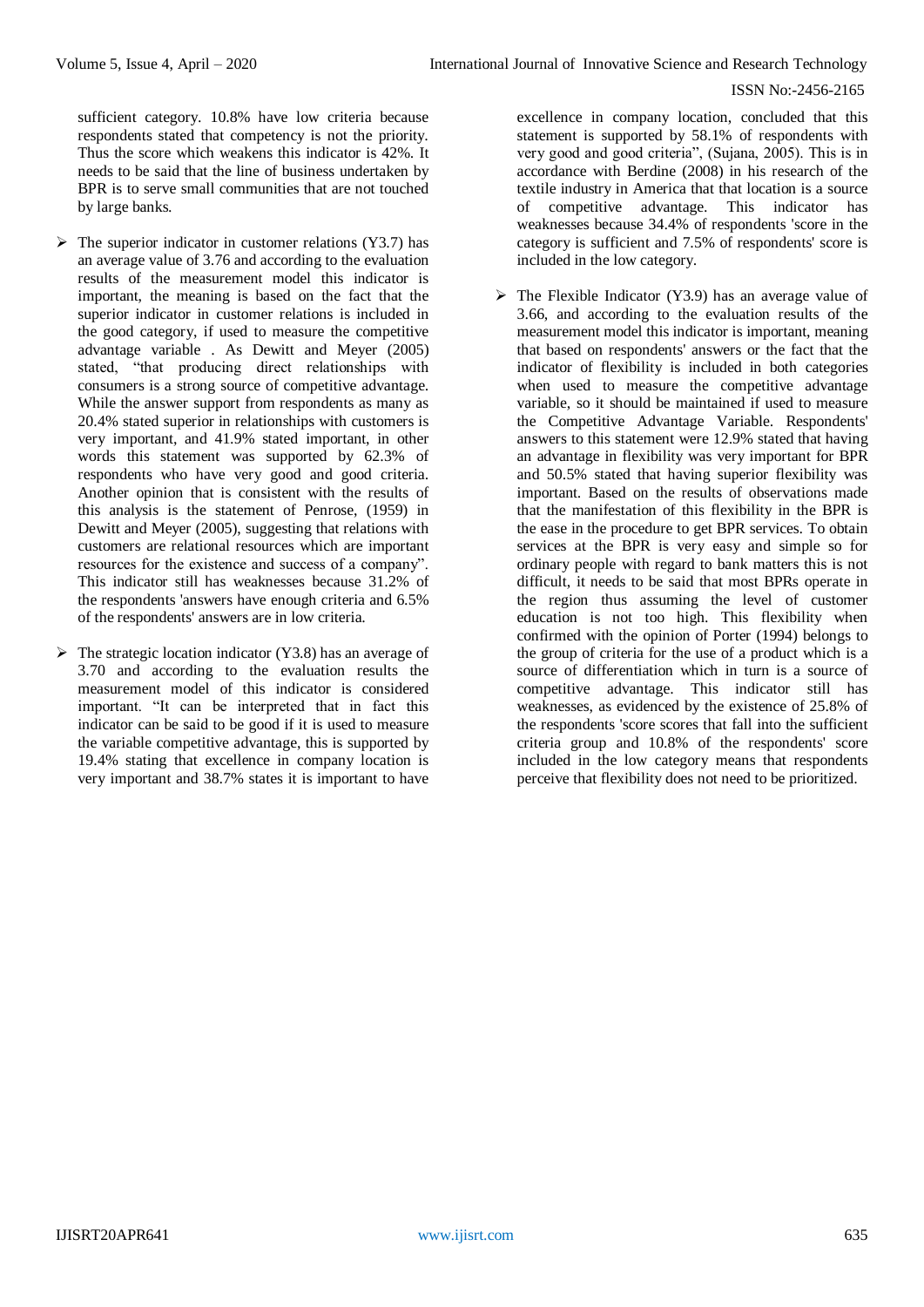sufficient category. 10.8% have low criteria because respondents stated that competency is not the priority. Thus the score which weakens this indicator is 42%. It needs to be said that the line of business undertaken by BPR is to serve small communities that are not touched by large banks.

- The superior indicator in customer relations (Y3.7) has an average value of 3.76 and according to the evaluation results of the measurement model this indicator is important, the meaning is based on the fact that the superior indicator in customer relations is included in the good category, if used to measure the competitive advantage variable . As Dewitt and Meyer (2005) stated, "that producing direct relationships with consumers is a strong source of competitive advantage. While the answer support from respondents as many as 20.4% stated superior in relationships with customers is very important, and 41.9% stated important, in other words this statement was supported by 62.3% of respondents who have very good and good criteria. Another opinion that is consistent with the results of this analysis is the statement of Penrose, (1959) in Dewitt and Meyer (2005), suggesting that relations with customers are relational resources which are important resources for the existence and success of a company". This indicator still has weaknesses because 31.2% of the respondents 'answers have enough criteria and 6.5% of the respondents' answers are in low criteria.
- The strategic location indicator (Y3.8) has an average of 3.70 and according to the evaluation results the measurement model of this indicator is considered important. "It can be interpreted that in fact this indicator can be said to be good if it is used to measure the variable competitive advantage, this is supported by 19.4% stating that excellence in company location is very important and 38.7% states it is important to have excellence in company location, concluded that this statement is supported by 58.1% of respondents with very good and good criteria", (Sujana, 2005). This is in accordance with Berdine (2008) in his research of the textile industry in America that that location is a source of competitive advantage. This indicator has weaknesses because 34.4% of respondents 'score in the category is sufficient and 7.5% of respondents' score is included in the low category.
- The Flexible Indicator (Y3.9) has an average value of 3.66, and according to the evaluation results of the measurement model this indicator is important, meaning that based on respondents' answers or the fact that the indicator of flexibility is included in both categories when used to measure the competitive advantage variable, so it should be maintained if used to measure the Competitive Advantage Variable. Respondents' answers to this statement were 12.9% stated that having an advantage in flexibility was very important for BPR and 50.5% stated that having superior flexibility was important. Based on the results of observations made that the manifestation of this flexibility in the BPR is the ease in the procedure to get BPR services. To obtain services at the BPR is very easy and simple so for ordinary people with regard to bank matters this is not difficult, it needs to be said that most BPRs operate in the region thus assuming the level of customer education is not too high. This flexibility when confirmed with the opinion of Porter (1994) belongs to the group of criteria for the use of a product which is a source of differentiation which in turn is a source of competitive advantage. This indicator still has weaknesses, as evidenced by the existence of 25.8% of the respondents 'score scores that fall into the sufficient criteria group and 10.8% of the respondents' score included in the low category means that respondents perceive that flexibility does not need to be prioritized.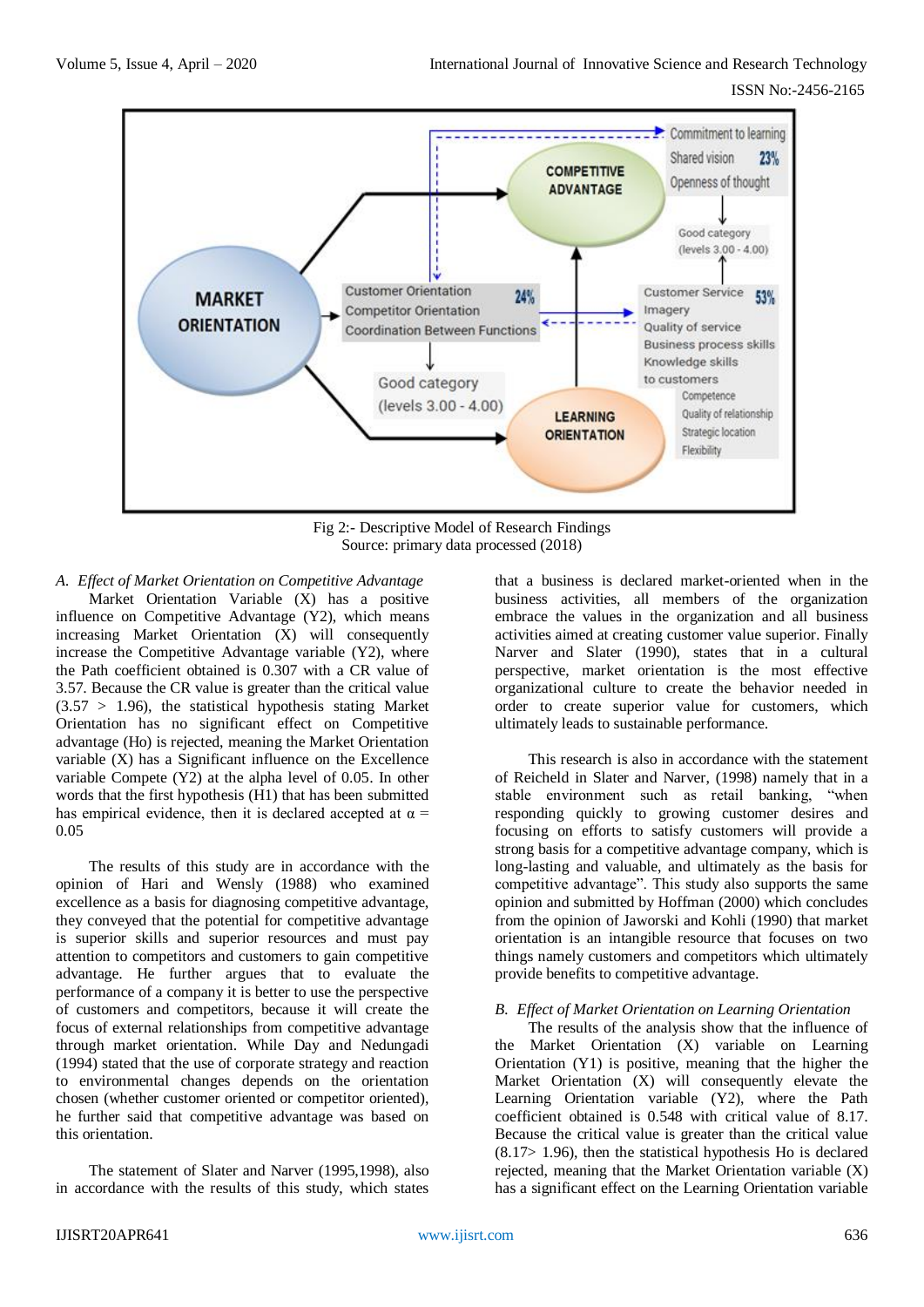Fig 2:- Descriptive Model of Research Findings
Source: primary data processed (2018)

*A. Effect of Market Orientation on Competitive Advantage*

Market Orientation Variable (X) has a positive influence on Competitive Advantage (Y2), which means increasing Market Orientation (X) will consequently increase the Competitive Advantage variable (Y2), where the Path coefficient obtained is 0.307 with a CR value of 3.57. Because the CR value is greater than the critical value (3.57 > 1.96), the statistical hypothesis stating Market Orientation has no significant effect on Competitive advantage (Ho) is rejected, meaning the Market Orientation variable (X) has a Significant influence on the Excellence variable Compete (Y2) at the alpha level of 0.05. In other words that the first hypothesis (H1) that has been submitted has empirical evidence, then it is declared accepted at $\alpha = 0.05$

The results of this study are in accordance with the opinion of Hari and Wensly (1988) who examined excellence as a basis for diagnosing competitive advantage, they conveyed that the potential for competitive advantage is superior skills and superior resources and must pay attention to competitors and customers to gain competitive advantage. He further argues that to evaluate the performance of a company it is better to use the perspective of customers and competitors, because it will create the focus of external relationships from competitive advantage through market orientation. While Day and Nedungadi (1994) stated that the use of corporate strategy and reaction to environmental changes depends on the orientation chosen (whether customer oriented or competitor oriented), he further said that competitive advantage was based on this orientation.

The statement of Slater and Narver (1995,1998), also in accordance with the results of this study, which states that a business is declared market-oriented when in the business activities, all members of the organization embrace the values in the organization and all business activities aimed at creating customer value superior. Finally Narver and Slater (1990), states that in a cultural perspective, market orientation is the most effective organizational culture to create the behavior needed in order to create superior value for customers, which ultimately leads to sustainable performance.

This research is also in accordance with the statement of Reicheld in Slater and Narver, (1998) namely that in a stable environment such as retail banking, "when responding quickly to growing customer desires and focusing on efforts to satisfy customers will provide a strong basis for a competitive advantage company, which is long-lasting and valuable, and ultimately as the basis for competitive advantage". This study also supports the same opinion and submitted by Hoffman (2000) which concludes from the opinion of Jaworski and Kohli (1990) that market orientation is an intangible resource that focuses on two things namely customers and competitors which ultimately provide benefits to competitive advantage.

*B. Effect of Market Orientation on Learning Orientation*

The results of the analysis show that the influence of the Market Orientation (X) variable on Learning Orientation (Y1) is positive, meaning that the higher the Market Orientation (X) will consequently elevate the Learning Orientation variable (Y2), where the Path coefficient obtained is 0.548 with critical value of 8.17. Because the critical value is greater than the critical value (8.17> 1.96), then the statistical hypothesis Ho is declared rejected, meaning that the Market Orientation variable (X) has a significant effect on the Learning Orientation variable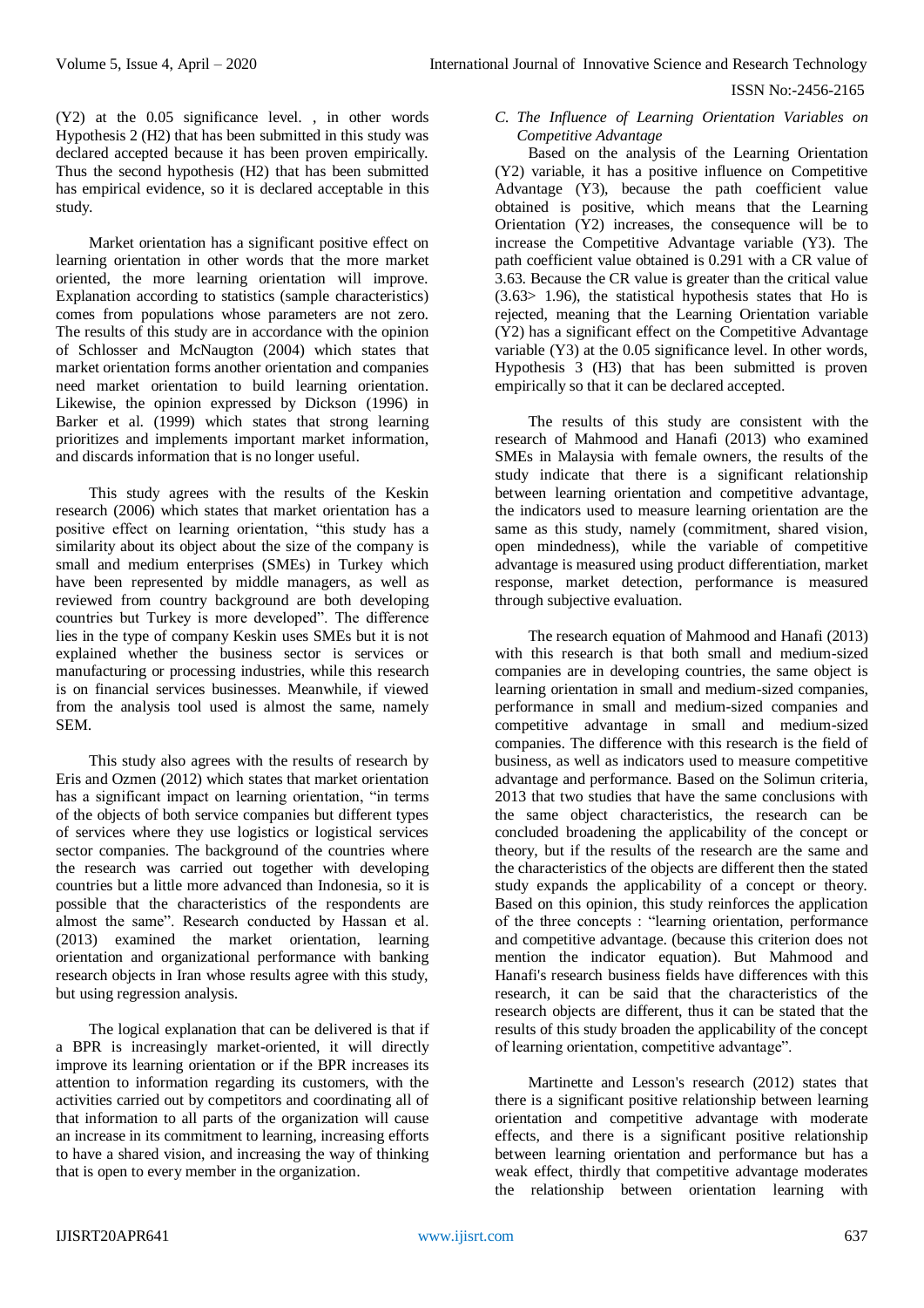(Y2) at the 0.05 significance level. , in other words Hypothesis 2 (H2) that has been submitted in this study was declared accepted because it has been proven empirically. Thus the second hypothesis (H2) that has been submitted has empirical evidence, so it is declared acceptable in this study.

Market orientation has a significant positive effect on learning orientation in other words that the more market oriented, the more learning orientation will improve. Explanation according to statistics (sample characteristics) comes from populations whose parameters are not zero. The results of this study are in accordance with the opinion of Schlosser and McNaugton (2004) which states that market orientation forms another orientation and companies need market orientation to build learning orientation. Likewise, the opinion expressed by Dickson (1996) in Barker et al. (1999) which states that strong learning prioritizes and implements important market information, and discards information that is no longer useful.

This study agrees with the results of the Keskin research (2006) which states that market orientation has a positive effect on learning orientation, "this study has a similarity about its object about the size of the company is small and medium enterprises (SMEs) in Turkey which have been represented by middle managers, as well as reviewed from country background are both developing countries but Turkey is more developed". The difference lies in the type of company Keskin uses SMEs but it is not explained whether the business sector is services or manufacturing or processing industries, while this research is on financial services businesses. Meanwhile, if viewed from the analysis tool used is almost the same, namely SEM.

This study also agrees with the results of research by Eris and Ozmen (2012) which states that market orientation has a significant impact on learning orientation, "in terms of the objects of both service companies but different types of services where they use logistics or logistical services sector companies. The background of the countries where the research was carried out together with developing countries but a little more advanced than Indonesia, so it is possible that the characteristics of the respondents are almost the same". Research conducted by Hassan et al. (2013) examined the market orientation, learning orientation and organizational performance with banking research objects in Iran whose results agree with this study, but using regression analysis.

The logical explanation that can be delivered is that if a BPR is increasingly market-oriented, it will directly improve its learning orientation or if the BPR increases its attention to information regarding its customers, with the activities carried out by competitors and coordinating all of that information to all parts of the organization will cause an increase in its commitment to learning, increasing efforts to have a shared vision, and increasing the way of thinking that is open to every member in the organization.

### *C. The Influence of Learning Orientation Variables on Competitive Advantage*

Based on the analysis of the Learning Orientation (Y2) variable, it has a positive influence on Competitive Advantage (Y3), because the path coefficient value obtained is positive, which means that the Learning Orientation (Y2) increases, the consequence will be to increase the Competitive Advantage variable (Y3). The path coefficient value obtained is 0.291 with a CR value of 3.63. Because the CR value is greater than the critical value (3.63> 1.96), the statistical hypothesis states that Ho is rejected, meaning that the Learning Orientation variable (Y2) has a significant effect on the Competitive Advantage variable (Y3) at the 0.05 significance level. In other words, Hypothesis 3 (H3) that has been submitted is proven empirically so that it can be declared accepted.

The results of this study are consistent with the research of Mahmood and Hanafi (2013) who examined SMEs in Malaysia with female owners, the results of the study indicate that there is a significant relationship between learning orientation and competitive advantage, the indicators used to measure learning orientation are the same as this study, namely (commitment, shared vision, open mindedness), while the variable of competitive advantage is measured using product differentiation, market response, market detection, performance is measured through subjective evaluation.

The research equation of Mahmood and Hanafi (2013) with this research is that both small and medium-sized companies are in developing countries, the same object is learning orientation in small and medium-sized companies, performance in small and medium-sized companies and competitive advantage in small and medium-sized companies. The difference with this research is the field of business, as well as indicators used to measure competitive advantage and performance. Based on the Solimun criteria, 2013 that two studies that have the same conclusions with the same object characteristics, the research can be concluded broadening the applicability of the concept or theory, but if the results of the research are the same and the characteristics of the objects are different then the stated study expands the applicability of a concept or theory. Based on this opinion, this study reinforces the application of the three concepts : "learning orientation, performance and competitive advantage. (because this criterion does not mention the indicator equation). But Mahmood and Hanafi's research business fields have differences with this research, it can be said that the characteristics of the research objects are different, thus it can be stated that the results of this study broaden the applicability of the concept of learning orientation, competitive advantage".

Martinette and Lesson's research (2012) states that there is a significant positive relationship between learning orientation and competitive advantage with moderate effects, and there is a significant positive relationship between learning orientation and performance but has a weak effect, thirdly that competitive advantage moderates the relationship between orientation learning with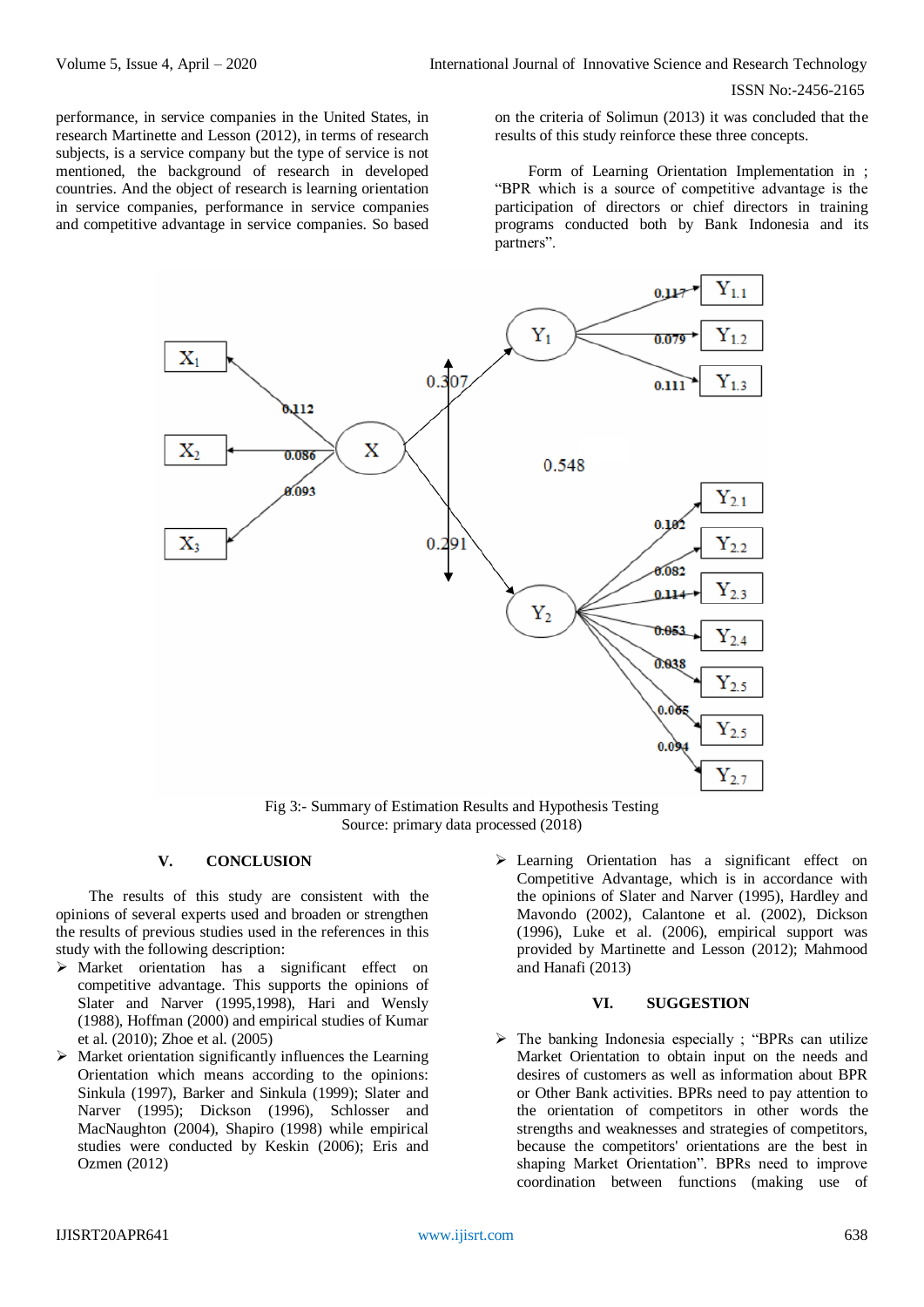performance, in service companies in the United States, in research Martinette and Lesson (2012), in terms of research subjects, is a service company but the type of service is not mentioned, the background of research in developed countries. And the object of research is learning orientation in service companies, performance in service companies and competitive advantage in service companies. So based on the criteria of Solimun (2013) it was concluded that the results of this study reinforce these three concepts.

Form of Learning Orientation Implementation in ; "BPR which is a source of competitive advantage is the participation of directors or chief directors in training programs conducted both by Bank Indonesia and its partners".

Fig 3:- Summary of Estimation Results and Hypothesis Testing
Source: primary data processed (2018)

## V. CONCLUSION

The results of this study are consistent with the opinions of several experts used and broaden or strengthen the results of previous studies used in the references in this study with the following description:

- Market orientation has a significant effect on competitive advantage. This supports the opinions of Slater and Narver (1995,1998), Hari and Wensly (1988), Hoffman (2000) and empirical studies of Kumar et al. (2010); Zhoe et al. (2005)
- Market orientation significantly influences the Learning Orientation which means according to the opinions: Sinkula (1997), Barker and Sinkula (1999); Slater and Narver (1995); Dickson (1996), Schlosser and MacNaughton (2004), Shapiro (1998) while empirical studies were conducted by Keskin (2006); Eris and Ozmen (2012)
- Learning Orientation has a significant effect on Competitive Advantage, which is in accordance with the opinions of Slater and Narver (1995), Hardley and Mavondo (2002), Calantone et al. (2002), Dickson (1996), Luke et al. (2006), empirical support was provided by Martinette and Lesson (2012); Mahmood and Hanafi (2013)

## VI. SUGGESTION

- The banking Indonesia especially ; "BPRs can utilize Market Orientation to obtain input on the needs and desires of customers as well as information about BPR or Other Bank activities. BPRs need to pay attention to the orientation of competitors in other words the strengths and weaknesses and strategies of competitors, because the competitors' orientations are the best in shaping Market Orientation". BPRs need to improve coordination between functions (making use of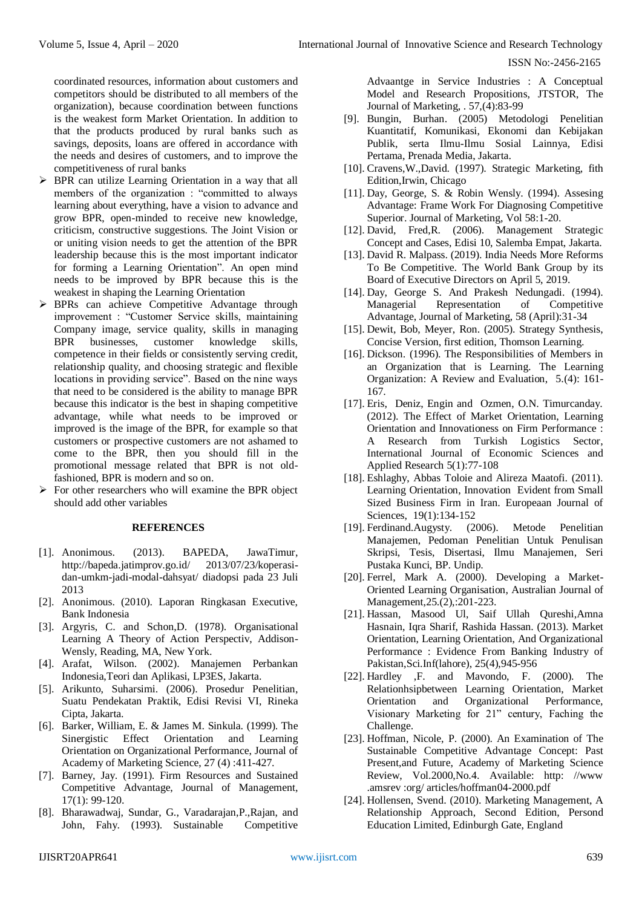coordinated resources, information about customers and competitors should be distributed to all members of the organization), because coordination between functions is the weakest form Market Orientation. In addition to that the products produced by rural banks such as savings, deposits, loans are offered in accordance with the needs and desires of customers, and to improve the competitiveness of rural banks

- BPR can utilize Learning Orientation in a way that all members of the organization : "committed to always learning about everything, have a vision to advance and grow BPR, open-minded to receive new knowledge, criticism, constructive suggestions. The Joint Vision or or uniting vision needs to get the attention of the BPR leadership because this is the most important indicator for forming a Learning Orientation". An open mind needs to be improved by BPR because this is the weakest in shaping the Learning Orientation
- BPRs can achieve Competitive Advantage through improvement : "Customer Service skills, maintaining Company image, service quality, skills in managing BPR businesses, customer knowledge skills, competence in their fields or consistently serving credit, relationship quality, and choosing strategic and flexible locations in providing service". Based on the nine ways that need to be considered is the ability to manage BPR because this indicator is the best in shaping competitive advantage, while what needs to be improved or improved is the image of the BPR, for example so that customers or prospective customers are not ashamed to come to the BPR, then you should fill in the promotional message related that BPR is not old-fashioned, BPR is modern and so on.
- For other researchers who will examine the BPR object should add other variables

## REFERENCES

[1]. Anonimous. (2013). BAPEDA, JawaTimur, http://bapeda.jatimprov.go.id/ 2013/07/23/koperasi-dan-umkm-jadi-modal-dahsyat/ diadopsi pada 23 Juli 2013

[2]. Anonimous. (2010). Laporan Ringkasan Executive, Bank Indonesia

[3]. Argyris, C. and Schon,D. (1978). Organisational Learning A Theory of Action Perspectiv, Addison-Wensly, Reading, MA, New York.

[4]. Arafat, Wilson. (2002). Manajemen Perbankan Indonesia,Teori dan Aplikasi, LP3ES, Jakarta.

[5]. Arikunto, Suharsimi. (2006). Prosedur Penelitian, Suatu Pendekatan Praktik, Edisi Revisi VI, Rineka Cipta, Jakarta.

[6]. Barker, William, E. & James M. Sinkula. (1999). The Sinergistic Effect Orientation and Learning Orientation on Organizational Performance, Journal of Academy of Marketing Science, 27 (4) :411-427.

[7]. Barney, Jay. (1991). Firm Resources and Sustained Competitive Advantage, Journal of Management, 17(1): 99-120.

[8]. Bharawadwaj, Sundar, G., Varadarajan,P.,Rajan, and John, Fahy. (1993). Sustainable Competitive Advaantge in Service Industries : A Conceptual Model and Research Propositions, JTSTOR, The Journal of Marketing, . 57,(4):83-99

[9]. Bungin, Burhan. (2005) Metodologi Penelitian Kuantitatif, Komunikasi, Ekonomi dan Kebijakan Publik, serta Ilmu-Ilmu Sosial Lainnya, Edisi Pertama, Prenada Media, Jakarta.

[10]. Cravens,W.,David. (1997). Strategic Marketing, fith Edition,Irwin, Chicago

[11]. Day, George, S. & Robin Wensly. (1994). Assesing Advantage: Frame Work For Diagnosing Competitive Superior. Journal of Marketing, Vol 58:1-20.

[12]. David, Fred,R. (2006). Management Strategic Concept and Cases, Edisi 10, Salemba Empat, Jakarta.

[13]. David R. Malpass. (2019). India Needs More Reforms To Be Competitive. The World Bank Group by its Board of Executive Directors on April 5, 2019.

[14]. Day, George S. And Prakesh Nedungadi. (1994). Managerial Representation of Competitive Advantage, Journal of Marketing, 58 (April):31-34

[15]. Dewit, Bob, Meyer, Ron. (2005). Strategy Synthesis, Concise Version, first edition, Thomson Learning.

[16]. Dickson. (1996). The Responsibilities of Members in an Organization that is Learning. The Learning Organization: A Review and Evaluation, 5.(4): 161-167.

[17]. Eris, Deniz, Engin and Ozmen, O.N. Timurcanday. (2012). The Effect of Market Orientation, Learning Orientation and Innovationess on Firm Performance : A Research from Turkish Logistics Sector, International Journal of Economic Sciences and Applied Research 5(1):77-108

[18]. Eshlaghy, Abbas Toloie and Alireza Maatofi. (2011). Learning Orientation, Innovation Evident from Small Sized Business Firm in Iran. Europeaan Journal of Sciences, 19(1):134-152

[19]. Ferdinand.Augysty. (2006). Metode Penelitian Manajemen, Pedoman Penelitian Untuk Penulisan Skripsi, Tesis, Disertasi, Ilmu Manajemen, Seri Pustaka Kunci, BP. Undip.

[20]. Ferrel, Mark A. (2000). Developing a Market-Oriented Learning Organisation, Australian Journal of Management,25.(2),:201-223.

[21]. Hassan, Masood Ul, Saif Ullah Qureshi,Amna Hasnain, Iqra Sharif, Rashida Hassan. (2013). Market Orientation, Learning Orientation, And Organizational Performance : Evidence From Banking Industry of Pakistan,Sci.Inf(lahore), 25(4),945-956

[22]. Hardley ,F. and Mavondo, F. (2000). The Relationhsipbetween Learning Orientation, Market Orientation and Organizational Performance, Visionary Marketing for 21" century, Faching the Challenge.

[23]. Hoffman, Nicole, P. (2000). An Examination of The Sustainable Competitive Advantage Concept: Past Present,and Future, Academy of Marketing Science Review, Vol.2000,No.4. Available: http: //www .amsrev :org/ articles/hoffman04-2000.pdf

[24]. Hollensen, Svend. (2010). Marketing Management, A Relationship Approach, Second Edition, Persond Education Limited, Edinburgh Gate, England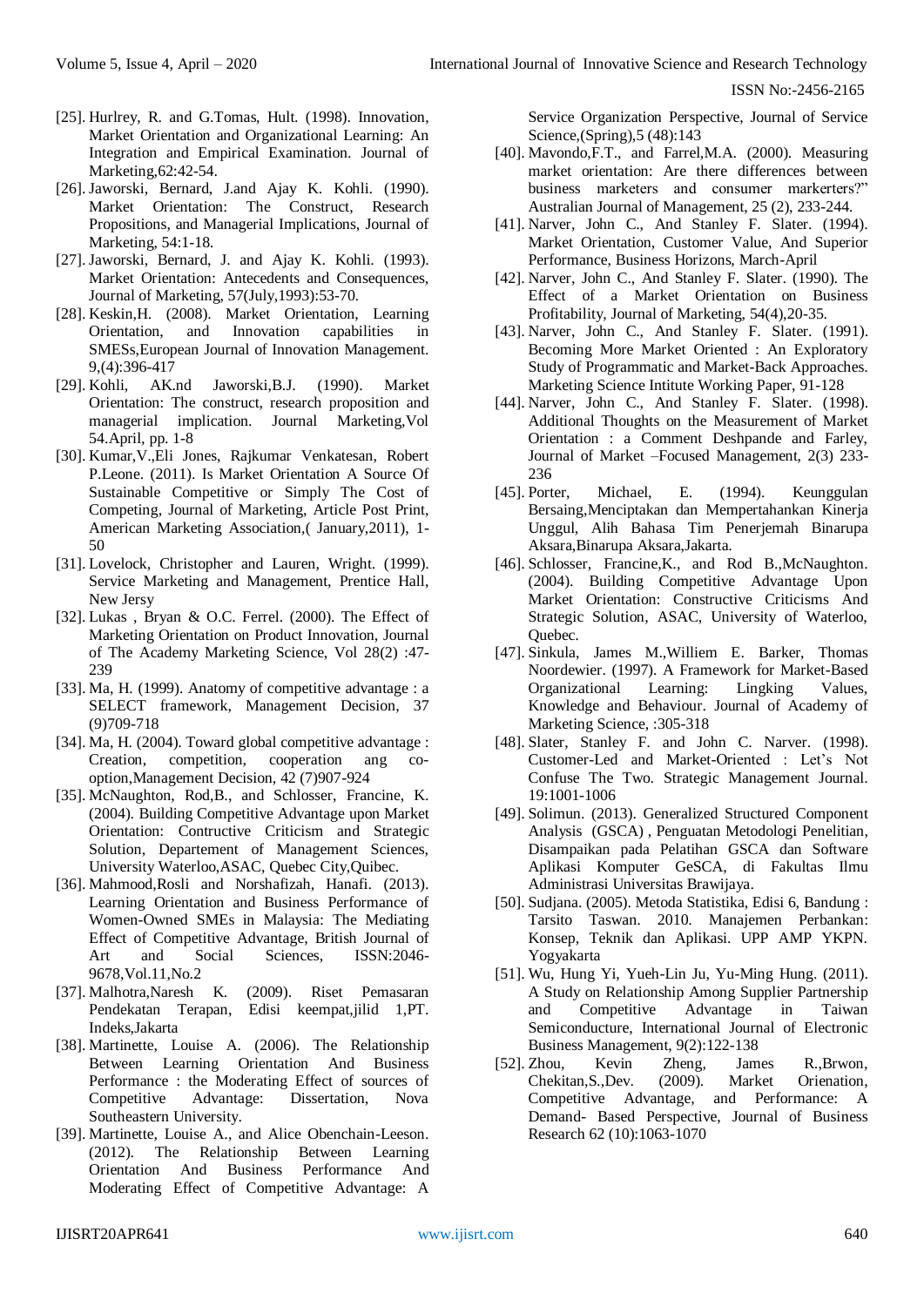[25]. Hurlrey, R. and G.Tomas, Hult. (1998). Innovation, Market Orientation and Organizational Learning: An Integration and Empirical Examination. Journal of Marketing,62:42-54.

[26]. Jaworski, Bernard, J.and Ajay K. Kohli. (1990). Market Orientation: The Construct, Research Propositions, and Managerial Implications, Journal of Marketing, 54:1-18.

[27]. Jaworski, Bernard, J. and Ajay K. Kohli. (1993). Market Orientation: Antecedents and Consequences, Journal of Marketing, 57(July,1993):53-70.

[28]. Keskin,H. (2008). Market Orientation, Learning Orientation, and Innovation capabilities in SMESs,European Journal of Innovation Management. 9,(4):396-417

[29]. Kohli, AK.nd Jaworski,B.J. (1990). Market Orientation: The construct, research proposition and managerial implication. Journal Marketing,Vol 54.April, pp. 1-8

[30]. Kumar,V.,Eli Jones, Rajkumar Venkatesan, Robert P.Leone. (2011). Is Market Orientation A Source Of Sustainable Competitive or Simply The Cost of Competing, Journal of Marketing, Article Post Print, American Marketing Association,( January,2011), 1-50

[31]. Lovelock, Christopher and Lauren, Wright. (1999). Service Marketing and Management, Prentice Hall, New Jersy

[32]. Lukas , Bryan & O.C. Ferrel. (2000). The Effect of Marketing Orientation on Product Innovation, Journal of The Academy Marketing Science, Vol 28(2) :47-239

[33]. Ma, H. (1999). Anatomy of competitive advantage : a SELECT framework, Management Decision, 37 (9)709-718

[34]. Ma, H. (2004). Toward global competitive advantage : Creation, competition, cooperation ang co-option,Management Decision, 42 (7)907-924

[35]. McNaughton, Rod,B., and Schlosser, Francine, K. (2004). Building Competitive Advantage upon Market Orientation: Contructive Criticism and Strategic Solution, Departement of Management Sciences, University Waterloo,ASAC, Quebec City,Quibec.

[36]. Mahmood,Rosli and Norshafizah, Hanafi. (2013). Learning Orientation and Business Performance of Women-Owned SMEs in Malaysia: The Mediating Effect of Competitive Advantage, British Journal of Art and Social Sciences, ISSN:2046-9678,Vol.11,No.2

[37]. Malhotra,Naresh K. (2009). Riset Pemasaran Pendekatan Terapan, Edisi keempat,jilid 1,PT. Indeks,Jakarta

[38]. Martinette, Louise A. (2006). The Relationship Between Learning Orientation And Business Performance : the Moderating Effect of sources of Competitive Advantage: Dissertation, Nova Southeastern University.

[39]. Martinette, Louise A., and Alice Obenchain-Leeson. (2012). The Relationship Between Learning Orientation And Business Performance And Moderating Effect of Competitive Advantage: A Service Organization Perspective, Journal of Service Science,(Spring),5 (48):143

[40]. Mavondo,F.T., and Farrel,M.A. (2000). Measuring market orientation: Are there differences between business marketers and consumer markerters?" Australian Journal of Management, 25 (2), 233-244.

[41]. Narver, John C., And Stanley F. Slater. (1994). Market Orientation, Customer Value, And Superior Performance, Business Horizons, March-April

[42]. Narver, John C., And Stanley F. Slater. (1990). The Effect of a Market Orientation on Business Profitability, Journal of Marketing, 54(4),20-35.

[43]. Narver, John C., And Stanley F. Slater. (1991). Becoming More Market Oriented : An Exploratory Study of Programmatic and Market-Back Approaches. Marketing Science Intitute Working Paper, 91-128

[44]. Narver, John C., And Stanley F. Slater. (1998). Additional Thoughts on the Measurement of Market Orientation : a Comment Deshpande and Farley, Journal of Market –Focused Management, 2(3) 233-236

[45]. Porter, Michael, E. (1994). Keunggulan Bersaing,Menciptakan dan Mempertahankan Kinerja Unggul, Alih Bahasa Tim Penerjemah Binarupa Aksara,Binarupa Aksara,Jakarta.

[46]. Schlosser, Francine,K., and Rod B.,McNaughton. (2004). Building Competitive Advantage Upon Market Orientation: Constructive Criticisms And Strategic Solution, ASAC, University of Waterloo, Quebec.

[47]. Sinkula, James M.,Williem E. Barker, Thomas Noordewier. (1997). A Framework for Market-Based Organizational Learning: Lingking Values, Knowledge and Behaviour. Journal of Academy of Marketing Science, :305-318

[48]. Slater, Stanley F. and John C. Narver. (1998). Customer-Led and Market-Oriented : Let's Not Confuse The Two. Strategic Management Journal. 19:1001-1006

[49]. Solimun. (2013). Generalized Structured Component Analysis (GSCA) , Penguatan Metodologi Penelitian, Disampaikan pada Pelatihan GSCA dan Software Aplikasi Komputer GeSCA, di Fakultas Ilmu Administrasi Universitas Brawijaya.

[50]. Sudjana. (2005). Metoda Statistika, Edisi 6, Bandung : Tarsito Taswan. 2010. Manajemen Perbankan: Konsep, Teknik dan Aplikasi. UPP AMP YKPN. Yogyakarta

[51]. Wu, Hung Yi, Yueh-Lin Ju, Yu-Ming Hung. (2011). A Study on Relationship Among Supplier Partnership and Competitive Advantage in Taiwan Semiconducture, International Journal of Electronic Business Management, 9(2):122-138

[52]. Zhou, Kevin Zheng, James R.,Brwon, Chekitan,S.,Dev. (2009). Market Orienation, Competitive Advantage, and Performance: A Demand- Based Perspective, Journal of Business Research 62 (10):1063-1070